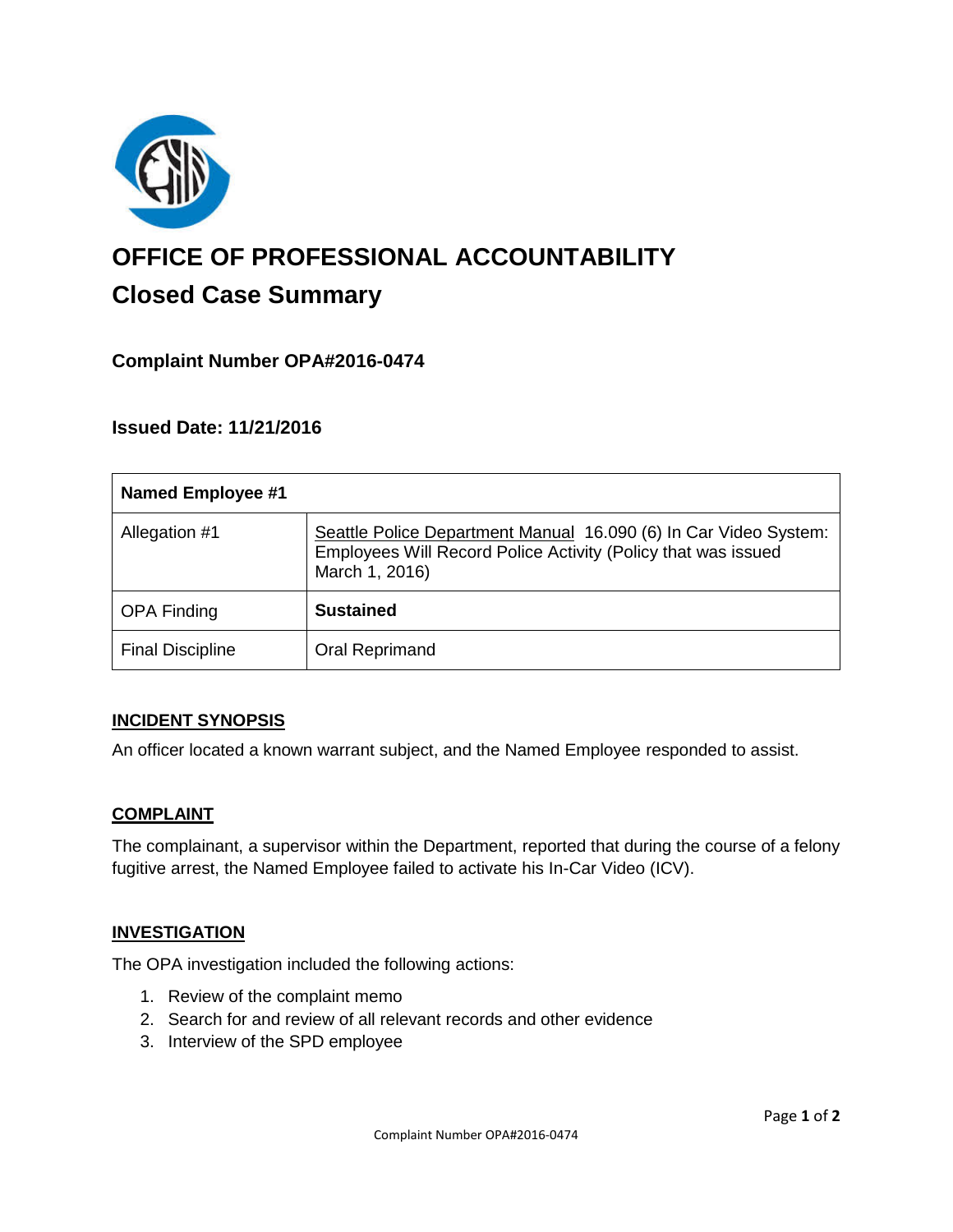# OFFICE OF PROFESSIONAL ACCOUNTABILITY

## Closed Case Summary

### Complaint Number OPA#2016-0474

### Issued Date: 11/21/2016

| Named Employee #1 | |
|---|---|
| Allegation #1 | Seattle Police Department Manual 16.090 (6) In Car Video System: Employees Will Record Police Activity (Policy that was issued March 1, 2016) |
| OPA Finding | **Sustained** |
| Final Discipline | Oral Reprimand |

**INCIDENT SYNOPSIS**

An officer located a known warrant subject, and the Named Employee responded to assist.

**COMPLAINT**

The complainant, a supervisor within the Department, reported that during the course of a felony fugitive arrest, the Named Employee failed to activate his In-Car Video (ICV).

**INVESTIGATION**

The OPA investigation included the following actions:

1. Review of the complaint memo
2. Search for and review of all relevant records and other evidence
3. Interview of the SPD employee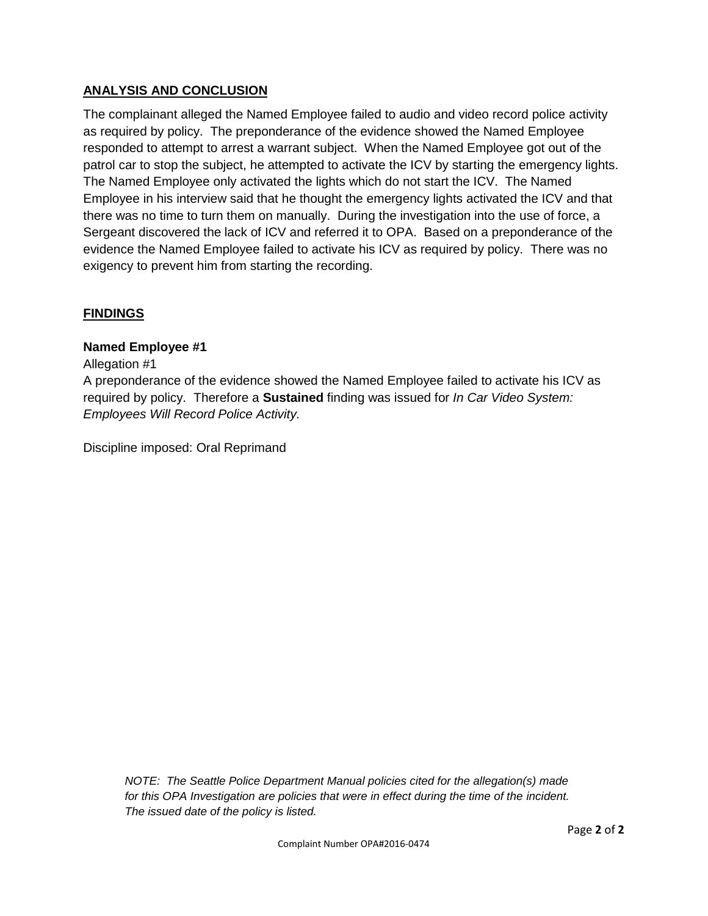## ANALYSIS AND CONCLUSION

The complainant alleged the Named Employee failed to audio and video record police activity as required by policy. The preponderance of the evidence showed the Named Employee responded to attempt to arrest a warrant subject. When the Named Employee got out of the patrol car to stop the subject, he attempted to activate the ICV by starting the emergency lights. The Named Employee only activated the lights which do not start the ICV. The Named Employee in his interview said that he thought the emergency lights activated the ICV and that there was no time to turn them on manually. During the investigation into the use of force, a Sergeant discovered the lack of ICV and referred it to OPA. Based on a preponderance of the evidence the Named Employee failed to activate his ICV as required by policy. There was no exigency to prevent him from starting the recording.

## FINDINGS

**Named Employee #1**

Allegation #1

A preponderance of the evidence showed the Named Employee failed to activate his ICV as required by policy. Therefore a **Sustained** finding was issued for *In Car Video System: Employees Will Record Police Activity.*

Discipline imposed: Oral Reprimand

*NOTE: The Seattle Police Department Manual policies cited for the allegation(s) made for this OPA Investigation are policies that were in effect during the time of the incident. The issued date of the policy is listed.*

Complaint Number OPA#2016-0474